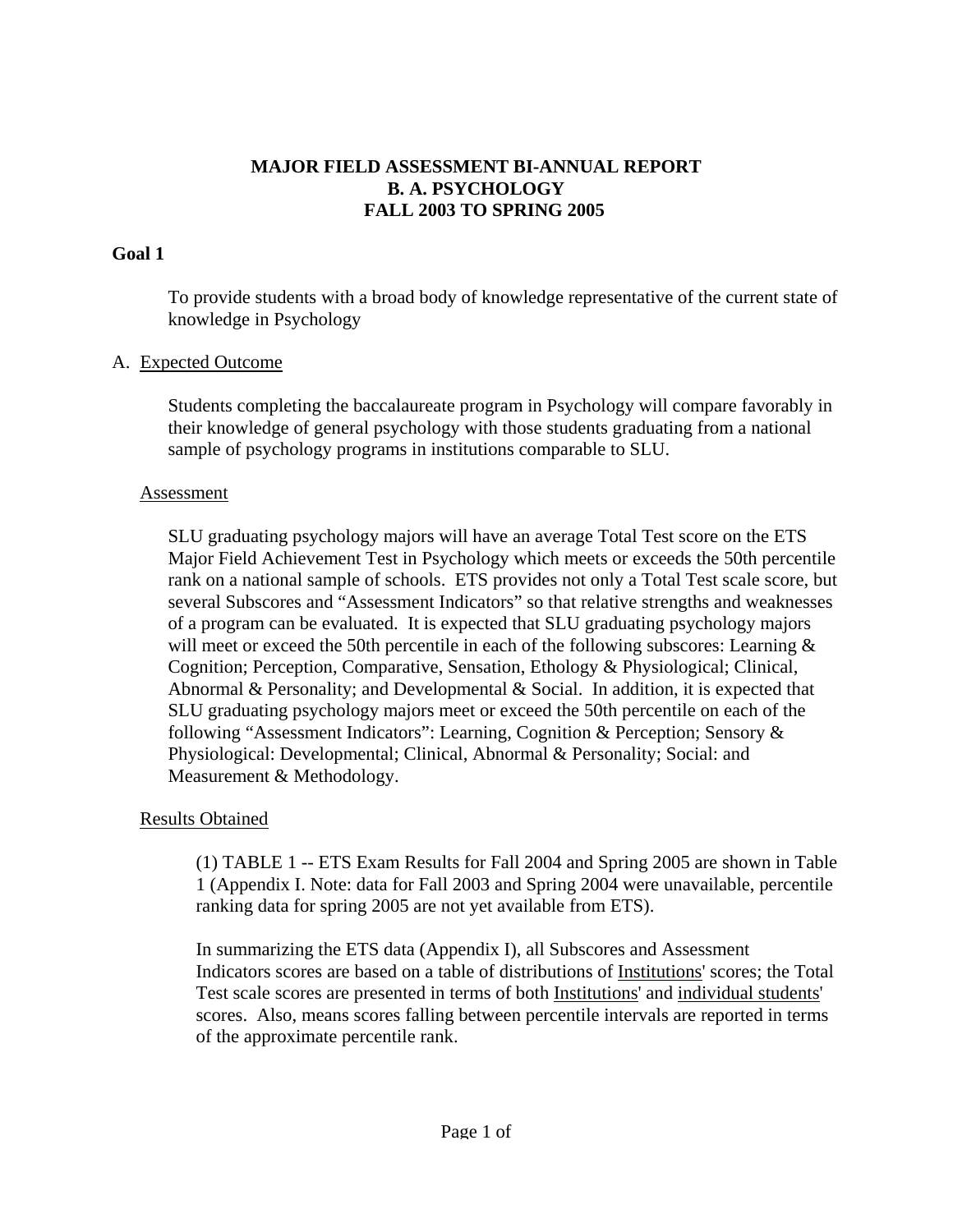# MAJOR FIELD ASSESSMENT BI-ANNUAL REPORT
# B. A. PSYCHOLOGY
# FALL 2003 TO SPRING 2005

## Goal 1

To provide students with a broad body of knowledge representative of the current state of knowledge in Psychology

A. Expected Outcome

Students completing the baccalaureate program in Psychology will compare favorably in their knowledge of general psychology with those students graduating from a national sample of psychology programs in institutions comparable to SLU.

Assessment

SLU graduating psychology majors will have an average Total Test score on the ETS Major Field Achievement Test in Psychology which meets or exceeds the 50th percentile rank on a national sample of schools. ETS provides not only a Total Test scale score, but several Subscores and "Assessment Indicators" so that relative strengths and weaknesses of a program can be evaluated. It is expected that SLU graduating psychology majors will meet or exceed the 50th percentile in each of the following subscores: Learning & Cognition; Perception, Comparative, Sensation, Ethology & Physiological; Clinical, Abnormal & Personality; and Developmental & Social. In addition, it is expected that SLU graduating psychology majors meet or exceed the 50th percentile on each of the following "Assessment Indicators": Learning, Cognition & Perception; Sensory & Physiological: Developmental; Clinical, Abnormal & Personality; Social: and Measurement & Methodology.

Results Obtained

(1) TABLE 1 -- ETS Exam Results for Fall 2004 and Spring 2005 are shown in Table 1 (Appendix I. Note: data for Fall 2003 and Spring 2004 were unavailable, percentile ranking data for spring 2005 are not yet available from ETS).

In summarizing the ETS data (Appendix I), all Subscores and Assessment Indicators scores are based on a table of distributions of Institutions' scores; the Total Test scale scores are presented in terms of both Institutions' and individual students' scores. Also, means scores falling between percentile intervals are reported in terms of the approximate percentile rank.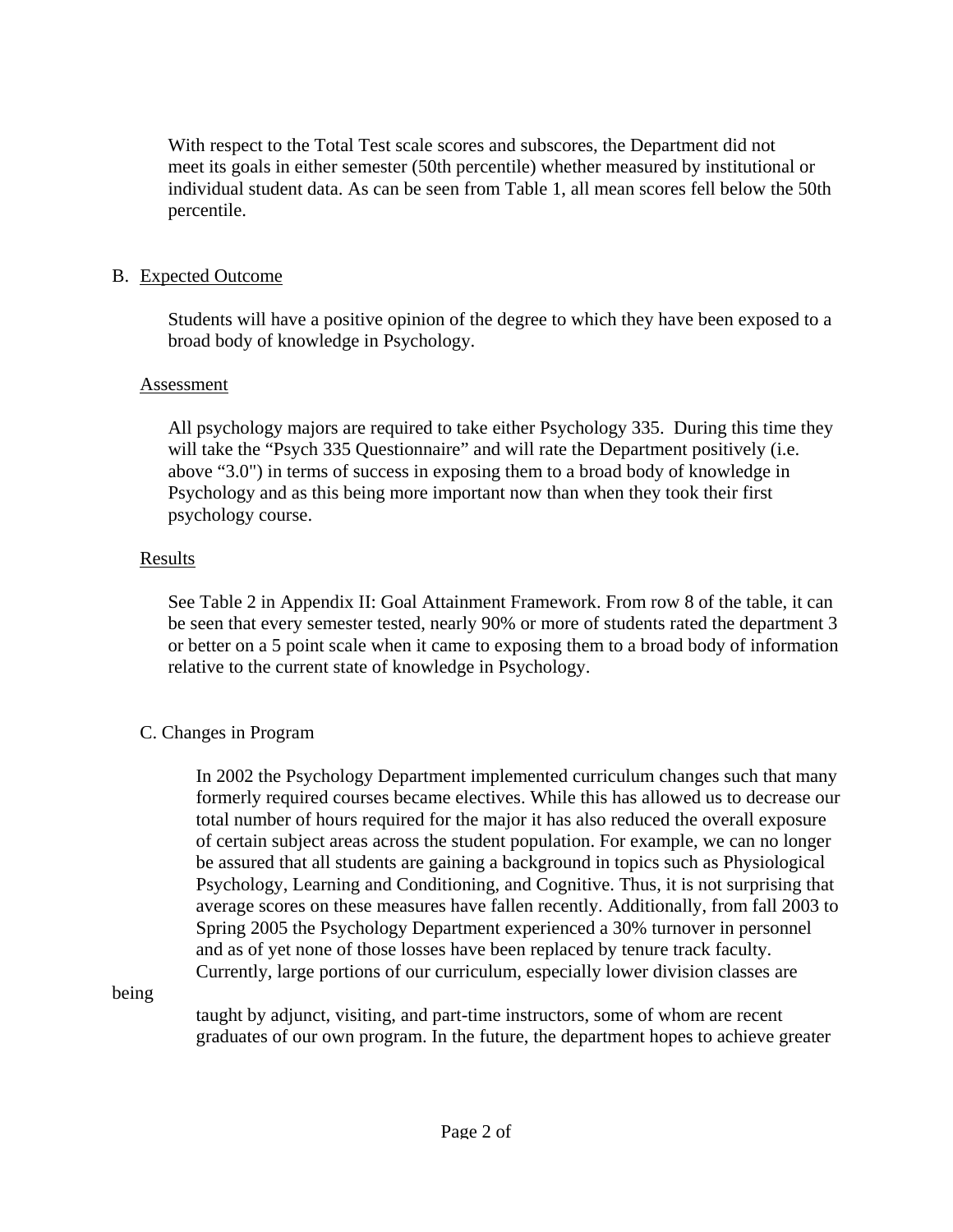With respect to the Total Test scale scores and subscores, the Department did not meet its goals in either semester (50th percentile) whether measured by institutional or individual student data. As can be seen from Table 1, all mean scores fell below the 50th percentile.

B. Expected Outcome

Students will have a positive opinion of the degree to which they have been exposed to a broad body of knowledge in Psychology.

Assessment

All psychology majors are required to take either Psychology 335. During this time they will take the "Psych 335 Questionnaire" and will rate the Department positively (i.e. above "3.0") in terms of success in exposing them to a broad body of knowledge in Psychology and as this being more important now than when they took their first psychology course.

Results

See Table 2 in Appendix II: Goal Attainment Framework. From row 8 of the table, it can be seen that every semester tested, nearly 90% or more of students rated the department 3 or better on a 5 point scale when it came to exposing them to a broad body of information relative to the current state of knowledge in Psychology.

C. Changes in Program

In 2002 the Psychology Department implemented curriculum changes such that many formerly required courses became electives. While this has allowed us to decrease our total number of hours required for the major it has also reduced the overall exposure of certain subject areas across the student population. For example, we can no longer be assured that all students are gaining a background in topics such as Physiological Psychology, Learning and Conditioning, and Cognitive. Thus, it is not surprising that average scores on these measures have fallen recently. Additionally, from fall 2003 to Spring 2005 the Psychology Department experienced a 30% turnover in personnel and as of yet none of those losses have been replaced by tenure track faculty. Currently, large portions of our curriculum, especially lower division classes are being taught by adjunct, visiting, and part-time instructors, some of whom are recent graduates of our own program. In the future, the department hopes to achieve greater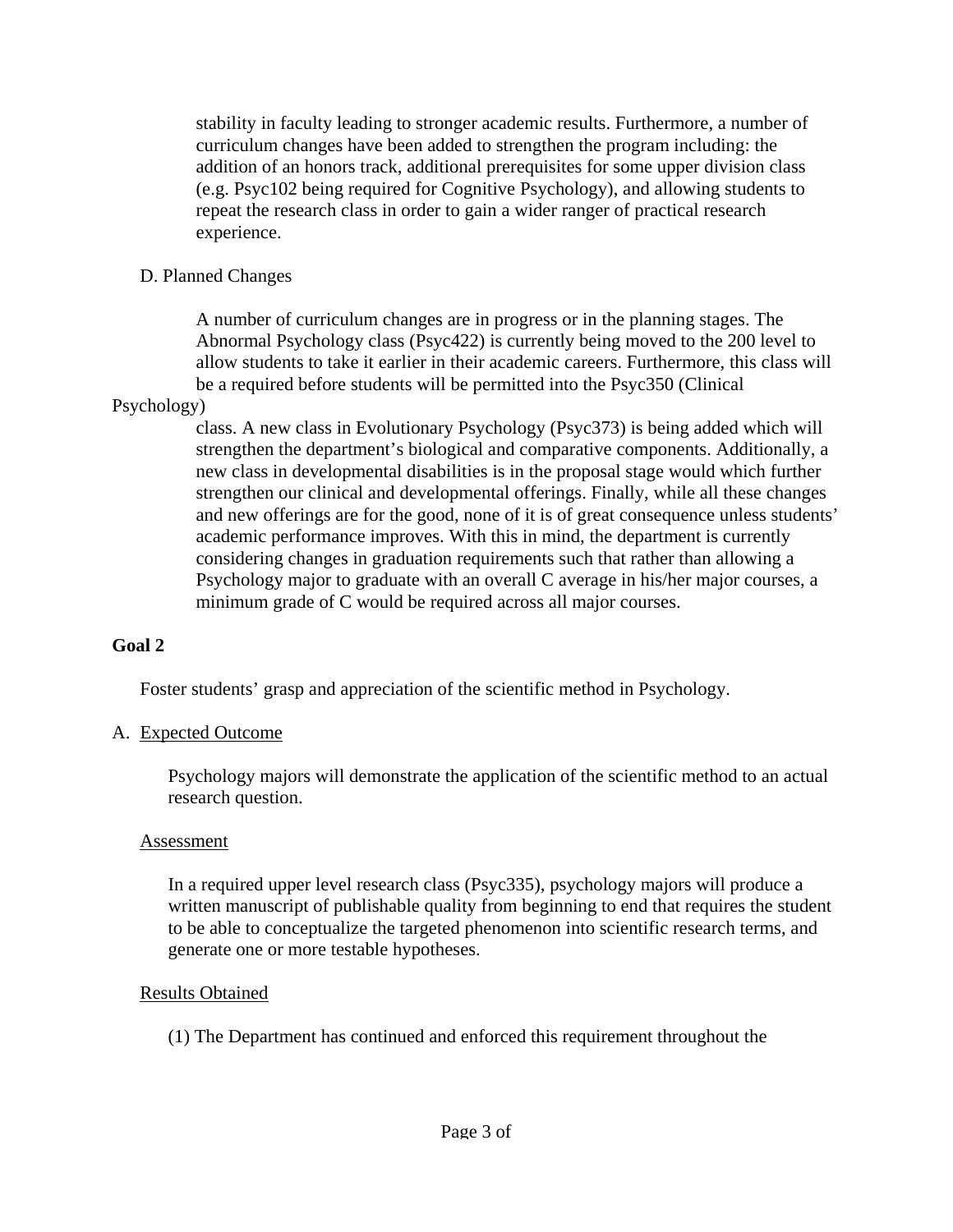stability in faculty leading to stronger academic results. Furthermore, a number of curriculum changes have been added to strengthen the program including: the addition of an honors track, additional prerequisites for some upper division class (e.g. Psyc102 being required for Cognitive Psychology), and allowing students to repeat the research class in order to gain a wider ranger of practical research experience.

D. Planned Changes

A number of curriculum changes are in progress or in the planning stages. The Abnormal Psychology class (Psyc422) is currently being moved to the 200 level to allow students to take it earlier in their academic careers. Furthermore, this class will be a required before students will be permitted into the Psyc350 (Clinical Psychology) class. A new class in Evolutionary Psychology (Psyc373) is being added which will strengthen the department's biological and comparative components. Additionally, a new class in developmental disabilities is in the proposal stage would which further strengthen our clinical and developmental offerings. Finally, while all these changes and new offerings are for the good, none of it is of great consequence unless students' academic performance improves. With this in mind, the department is currently considering changes in graduation requirements such that rather than allowing a Psychology major to graduate with an overall C average in his/her major courses, a minimum grade of C would be required across all major courses.

**Goal 2**

Foster students' grasp and appreciation of the scientific method in Psychology.

A. Expected Outcome

Psychology majors will demonstrate the application of the scientific method to an actual research question.

Assessment

In a required upper level research class (Psyc335), psychology majors will produce a written manuscript of publishable quality from beginning to end that requires the student to be able to conceptualize the targeted phenomenon into scientific research terms, and generate one or more testable hypotheses.

Results Obtained

(1) The Department has continued and enforced this requirement throughout the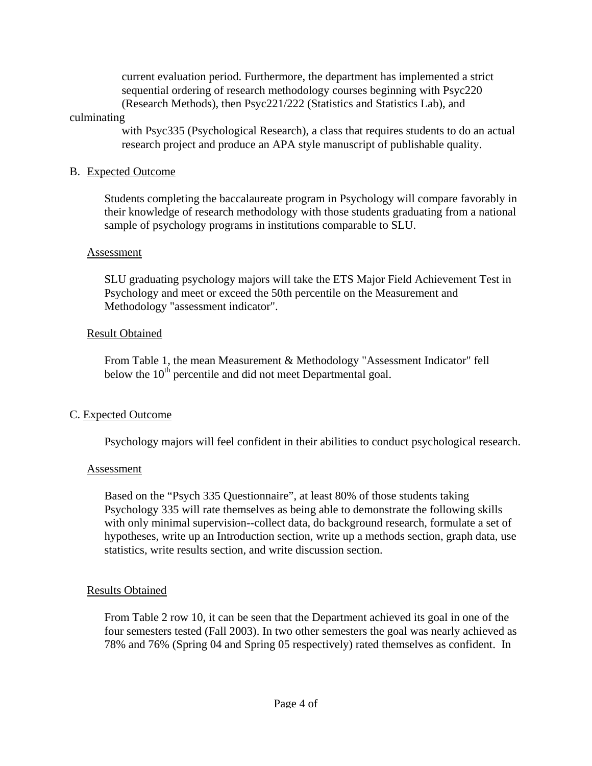current evaluation period. Furthermore, the department has implemented a strict sequential ordering of research methodology courses beginning with Psyc220 (Research Methods), then Psyc221/222 (Statistics and Statistics Lab), and culminating with Psyc335 (Psychological Research), a class that requires students to do an actual research project and produce an APA style manuscript of publishable quality.

B. Expected Outcome

Students completing the baccalaureate program in Psychology will compare favorably in their knowledge of research methodology with those students graduating from a national sample of psychology programs in institutions comparable to SLU.

Assessment

SLU graduating psychology majors will take the ETS Major Field Achievement Test in Psychology and meet or exceed the 50th percentile on the Measurement and Methodology "assessment indicator".

Result Obtained

From Table 1, the mean Measurement & Methodology "Assessment Indicator" fell below the $10^{th}$ percentile and did not meet Departmental goal.

C. Expected Outcome

Psychology majors will feel confident in their abilities to conduct psychological research.

Assessment

Based on the "Psych 335 Questionnaire", at least 80% of those students taking Psychology 335 will rate themselves as being able to demonstrate the following skills with only minimal supervision--collect data, do background research, formulate a set of hypotheses, write up an Introduction section, write up a methods section, graph data, use statistics, write results section, and write discussion section.

Results Obtained

From Table 2 row 10, it can be seen that the Department achieved its goal in one of the four semesters tested (Fall 2003). In two other semesters the goal was nearly achieved as 78% and 76% (Spring 04 and Spring 05 respectively) rated themselves as confident. In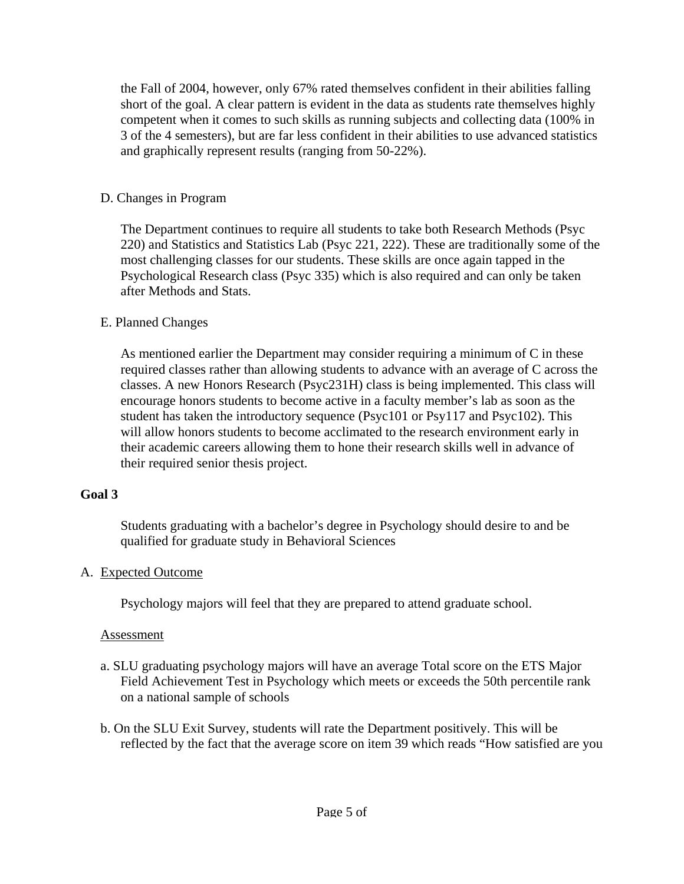the Fall of 2004, however, only 67% rated themselves confident in their abilities falling short of the goal. A clear pattern is evident in the data as students rate themselves highly competent when it comes to such skills as running subjects and collecting data (100% in 3 of the 4 semesters), but are far less confident in their abilities to use advanced statistics and graphically represent results (ranging from 50-22%).

D. Changes in Program

The Department continues to require all students to take both Research Methods (Psyc 220) and Statistics and Statistics Lab (Psyc 221, 222). These are traditionally some of the most challenging classes for our students. These skills are once again tapped in the Psychological Research class (Psyc 335) which is also required and can only be taken after Methods and Stats.

E. Planned Changes

As mentioned earlier the Department may consider requiring a minimum of C in these required classes rather than allowing students to advance with an average of C across the classes. A new Honors Research (Psyc231H) class is being implemented. This class will encourage honors students to become active in a faculty member's lab as soon as the student has taken the introductory sequence (Psyc101 or Psy117 and Psyc102). This will allow honors students to become acclimated to the research environment early in their academic careers allowing them to hone their research skills well in advance of their required senior thesis project.

**Goal 3**

Students graduating with a bachelor's degree in Psychology should desire to and be qualified for graduate study in Behavioral Sciences

A. Expected Outcome

Psychology majors will feel that they are prepared to attend graduate school.

Assessment

a. SLU graduating psychology majors will have an average Total score on the ETS Major Field Achievement Test in Psychology which meets or exceeds the 50th percentile rank on a national sample of schools

b. On the SLU Exit Survey, students will rate the Department positively. This will be reflected by the fact that the average score on item 39 which reads "How satisfied are you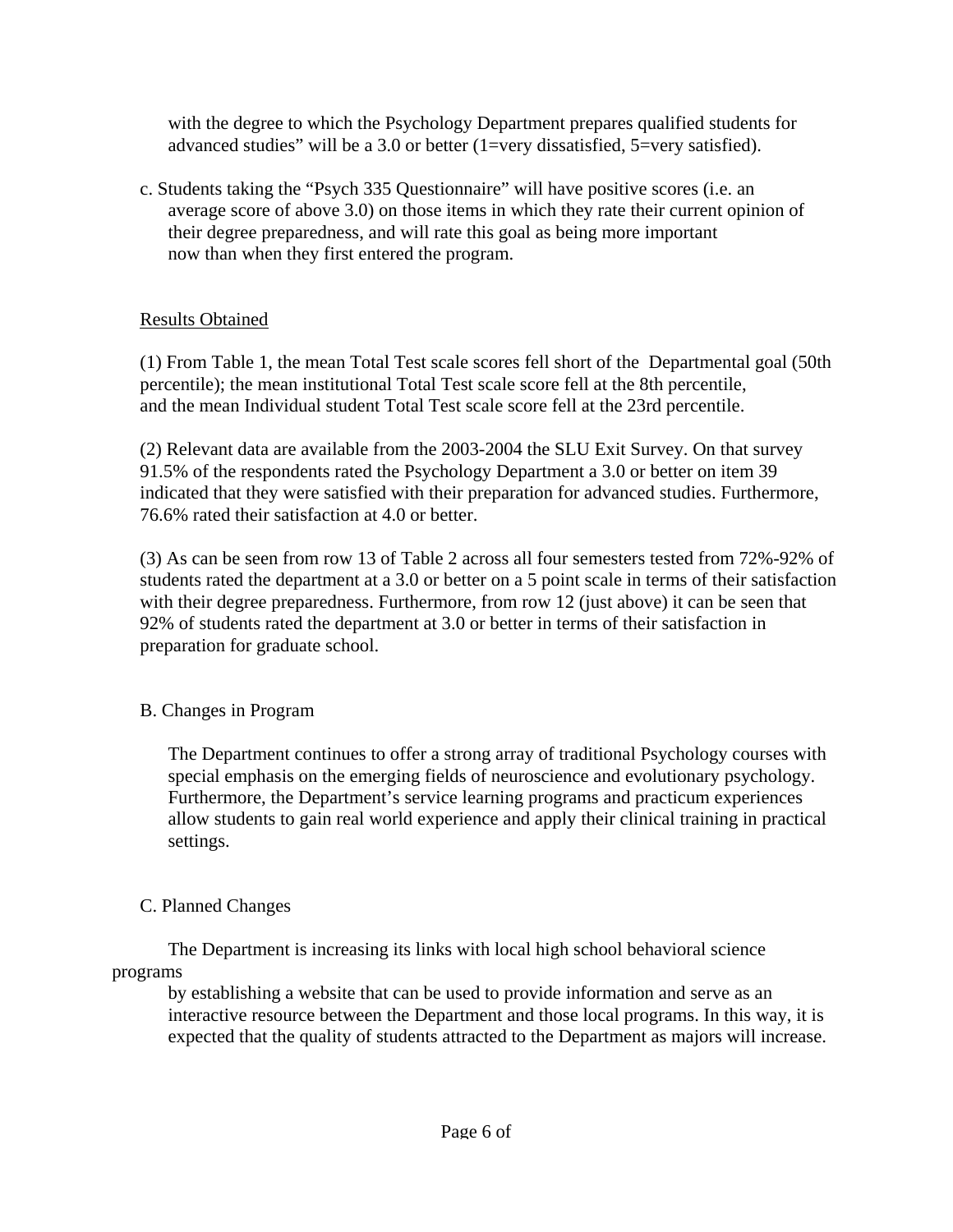with the degree to which the Psychology Department prepares qualified students for advanced studies" will be a 3.0 or better (1=very dissatisfied, 5=very satisfied).

c. Students taking the "Psych 335 Questionnaire" will have positive scores (i.e. an average score of above 3.0) on those items in which they rate their current opinion of their degree preparedness, and will rate this goal as being more important now than when they first entered the program.

Results Obtained

(1) From Table 1, the mean Total Test scale scores fell short of the Departmental goal (50th percentile); the mean institutional Total Test scale score fell at the 8th percentile, and the mean Individual student Total Test scale score fell at the 23rd percentile.

(2) Relevant data are available from the 2003-2004 the SLU Exit Survey. On that survey 91.5% of the respondents rated the Psychology Department a 3.0 or better on item 39 indicated that they were satisfied with their preparation for advanced studies. Furthermore, 76.6% rated their satisfaction at 4.0 or better.

(3) As can be seen from row 13 of Table 2 across all four semesters tested from 72%-92% of students rated the department at a 3.0 or better on a 5 point scale in terms of their satisfaction with their degree preparedness. Furthermore, from row 12 (just above) it can be seen that 92% of students rated the department at 3.0 or better in terms of their satisfaction in preparation for graduate school.

B. Changes in Program

The Department continues to offer a strong array of traditional Psychology courses with special emphasis on the emerging fields of neuroscience and evolutionary psychology. Furthermore, the Department's service learning programs and practicum experiences allow students to gain real world experience and apply their clinical training in practical settings.

C. Planned Changes

The Department is increasing its links with local high school behavioral science programs by establishing a website that can be used to provide information and serve as an interactive resource between the Department and those local programs. In this way, it is expected that the quality of students attracted to the Department as majors will increase.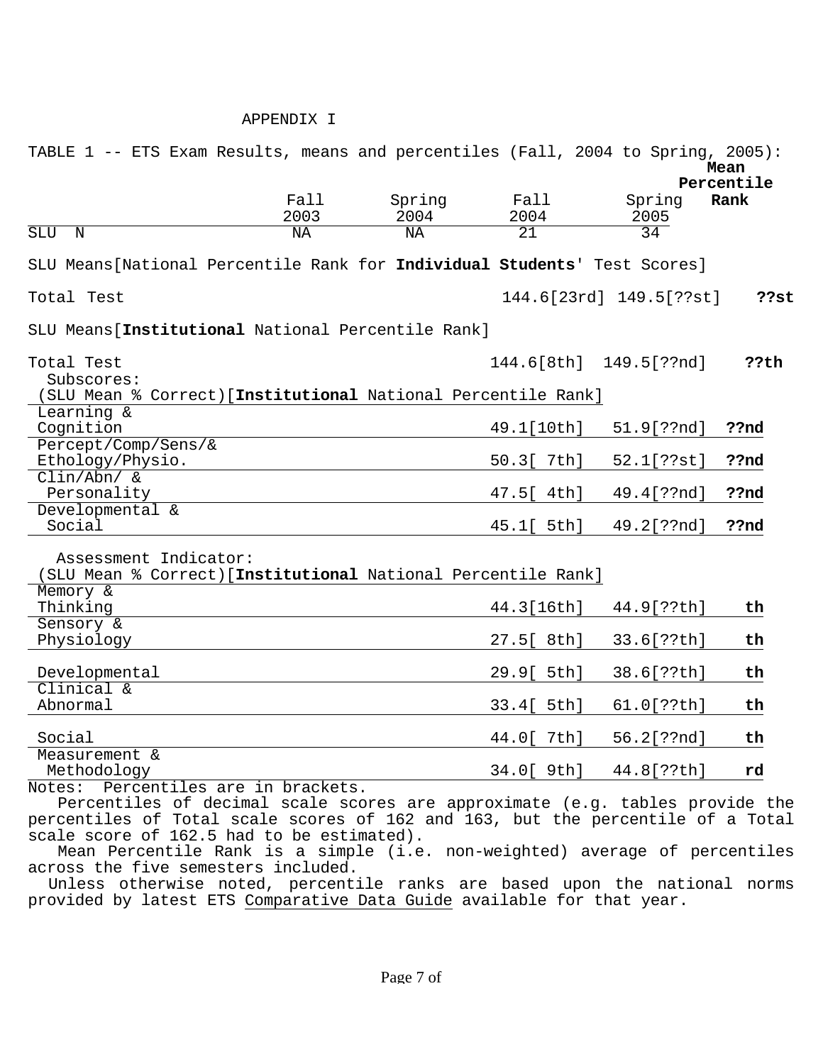APPENDIX I

TABLE 1 -- ETS Exam Results, means and percentiles (Fall, 2004 to Spring, 2005):

| | Fall 2003 | Spring 2004 | Fall 2004 | Spring 2005 | **Mean Percentile Rank** |
|---|---|---|---|---|---|
| SLU N | NA | NA | 21 | 34 | |
| SLU Means[National Percentile Rank for **Individual Students**' Test Scores] | | | | | |
| Total Test | | | 144.6[23rd] | 149.5[??st] | **??st** |
| SLU Means[**Institutional** National Percentile Rank] | | | | | |
| Total Test | | | 144.6[8th] | 149.5[??nd] | **??th** |
| Subscores: (SLU Mean % Correct)[**Institutional** National Percentile Rank] | | | | | |
| Learning & Cognition | | | 49.1[10th] | 51.9[??nd] | **??nd** |
| Percept/Comp/Sens/& Ethology/Physio. | | | 50.3[ 7th] | 52.1[??st] | **??nd** |
| Clin/Abn/ & Personality | | | 47.5[ 4th] | 49.4[??nd] | **??nd** |
| Developmental & Social | | | 45.1[ 5th] | 49.2[??nd] | **??nd** |
| Assessment Indicator: (SLU Mean % Correct)[**Institutional** National Percentile Rank] | | | | | |
| Memory & Thinking | | | 44.3[16th] | 44.9[??th] | **th** |
| Sensory & Physiology | | | 27.5[ 8th] | 33.6[??th] | **th** |
| Developmental | | | 29.9[ 5th] | 38.6[??th] | **th** |
| Clinical & Abnormal | | | 33.4[ 5th] | 61.0[??th] | **th** |
| Social | | | 44.0[ 7th] | 56.2[??nd] | **th** |
| Measurement & Methodology | | | 34.0[ 9th] | 44.8[??th] | **rd** |

Notes: Percentiles are in brackets.

Percentiles of decimal scale scores are approximate (e.g. tables provide the percentiles of Total scale scores of 162 and 163, but the percentile of a Total scale score of 162.5 had to be estimated).

Mean Percentile Rank is a simple (i.e. non-weighted) average of percentiles across the five semesters included.

Unless otherwise noted, percentile ranks are based upon the national norms provided by latest ETS Comparative Data Guide available for that year.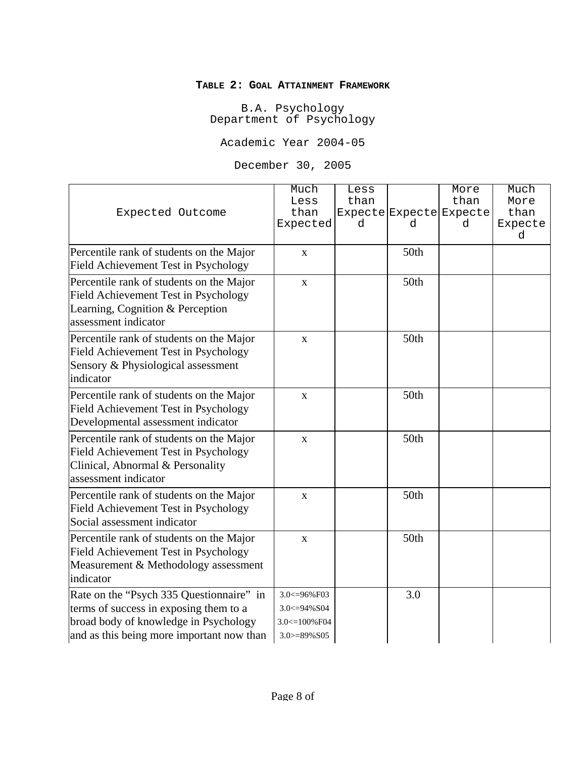**TABLE 2: GOAL ATTAINMENT FRAMEWORK**

B.A. Psychology
Department of Psychology

Academic Year 2004-05

December 30, 2005

| Expected Outcome | Much Less than Expected | Less than Expected | Expected | More than Expected | Much More than Expected |
|---|---|---|---|---|---|
| Percentile rank of students on the Major Field Achievement Test in Psychology | x | | 50th | | |
| Percentile rank of students on the Major Field Achievement Test in Psychology Learning, Cognition & Perception assessment indicator | x | | 50th | | |
| Percentile rank of students on the Major Field Achievement Test in Psychology Sensory & Physiological assessment indicator | x | | 50th | | |
| Percentile rank of students on the Major Field Achievement Test in Psychology Developmental assessment indicator | x | | 50th | | |
| Percentile rank of students on the Major Field Achievement Test in Psychology Clinical, Abnormal & Personality assessment indicator | x | | 50th | | |
| Percentile rank of students on the Major Field Achievement Test in Psychology Social assessment indicator | x | | 50th | | |
| Percentile rank of students on the Major Field Achievement Test in Psychology Measurement & Methodology assessment indicator | x | | 50th | | |
| Rate on the "Psych 335 Questionnaire" in terms of success in exposing them to a broad body of knowledge in Psychology and as this being more important now than | 3.0<=96%F03 3.0<=94%S04 3.0<=100%F04 3.0>=89%S05 | | 3.0 | | |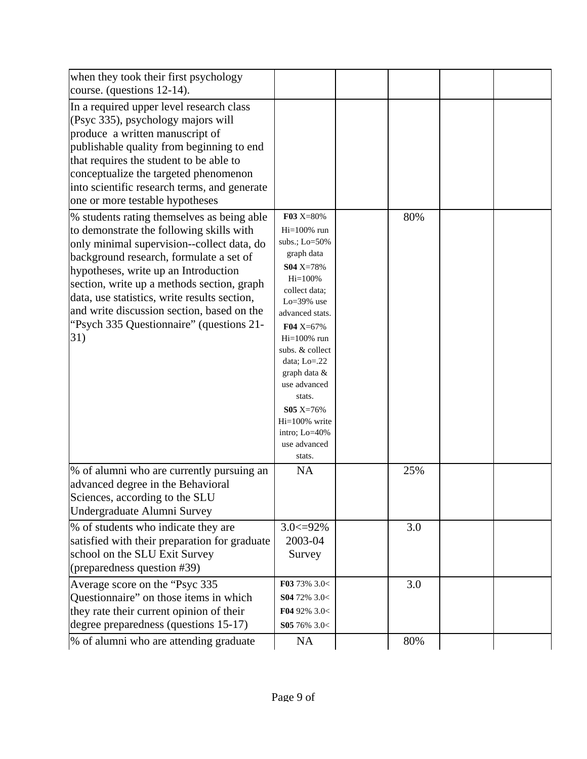| | | | | | |
|---|---|---|---|---|---|
| when they took their first psychology course. (questions 12-14). | | | | | |
| In a required upper level research class (Psyc 335), psychology majors will produce a written manuscript of publishable quality from beginning to end that requires the student to be able to conceptualize the targeted phenomenon into scientific research terms, and generate one or more testable hypotheses | | | | | |
| % students rating themselves as being able to demonstrate the following skills with only minimal supervision--collect data, do background research, formulate a set of hypotheses, write up an Introduction section, write up a methods section, graph data, use statistics, write results section, and write discussion section, based on the "Psych 335 Questionnaire" (questions 21-31) | **F03** X=80% Hi=100% run subs.; Lo=50% graph data **S04** X=78% Hi=100% collect data; Lo=39% use advanced stats. **F04** X=67% Hi=100% run subs. & collect data; Lo=.22 graph data & use advanced stats. **S05** X=76% Hi=100% write intro; Lo=40% use advanced stats. | | 80% | | |
| % of alumni who are currently pursuing an advanced degree in the Behavioral Sciences, according to the SLU Undergraduate Alumni Survey | NA | | 25% | | |
| % of students who indicate they are satisfied with their preparation for graduate school on the SLU Exit Survey (preparedness question #39) | 3.0<=92% 2003-04 Survey | | 3.0 | | |
| Average score on the "Psyc 335 Questionnaire" on those items in which they rate their current opinion of their degree preparedness (questions 15-17) | **F03** 73% 3.0< **S04** 72% 3.0< **F04** 92% 3.0< **S05** 76% 3.0< | | 3.0 | | |
| % of alumni who are attending graduate | NA | | 80% | | |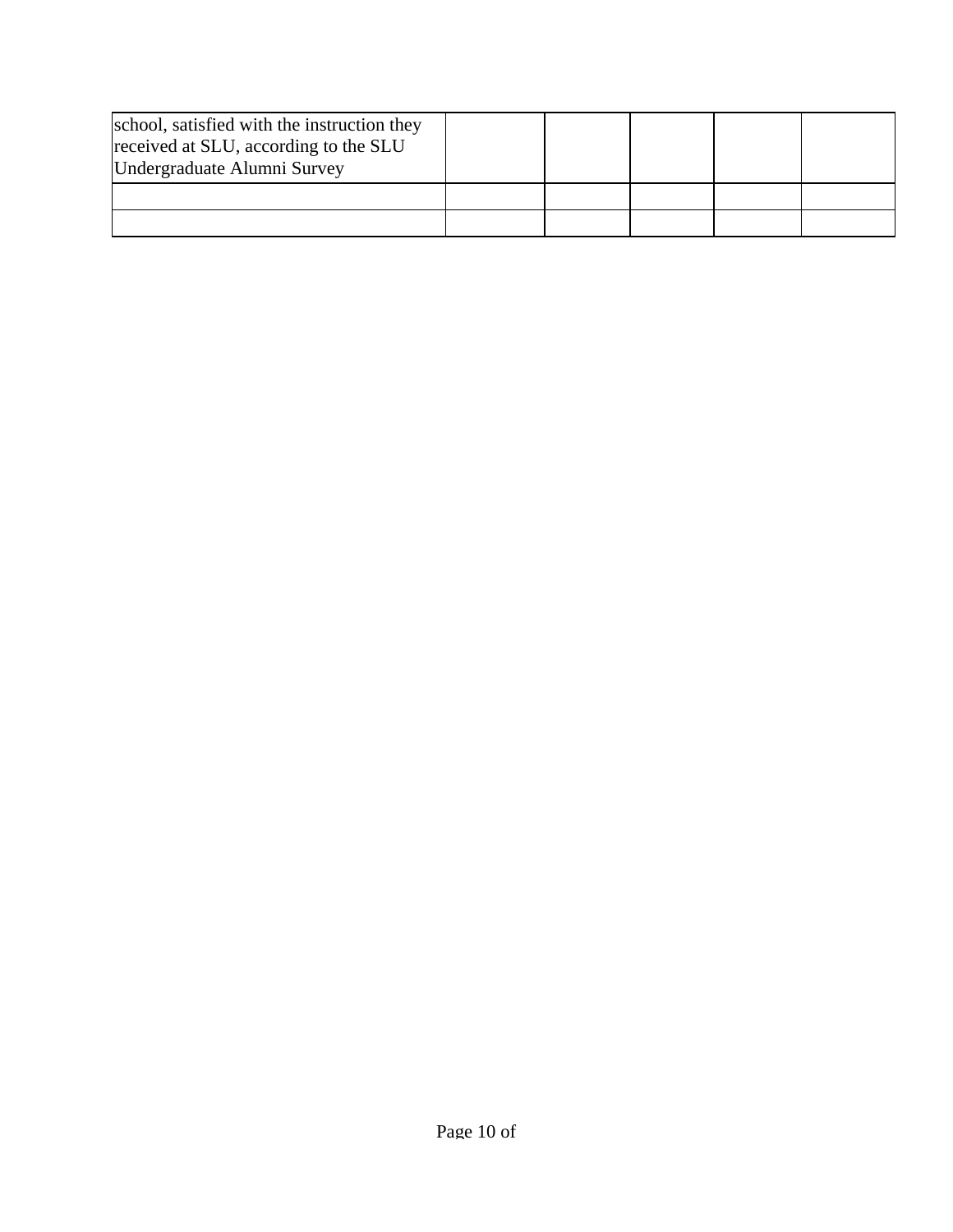| | | | | | |
|---|---|---|---|---|---|
| school, satisfied with the instruction they received at SLU, according to the SLU Undergraduate Alumni Survey | | | | | |
| | | | | | |
| | | | | | |